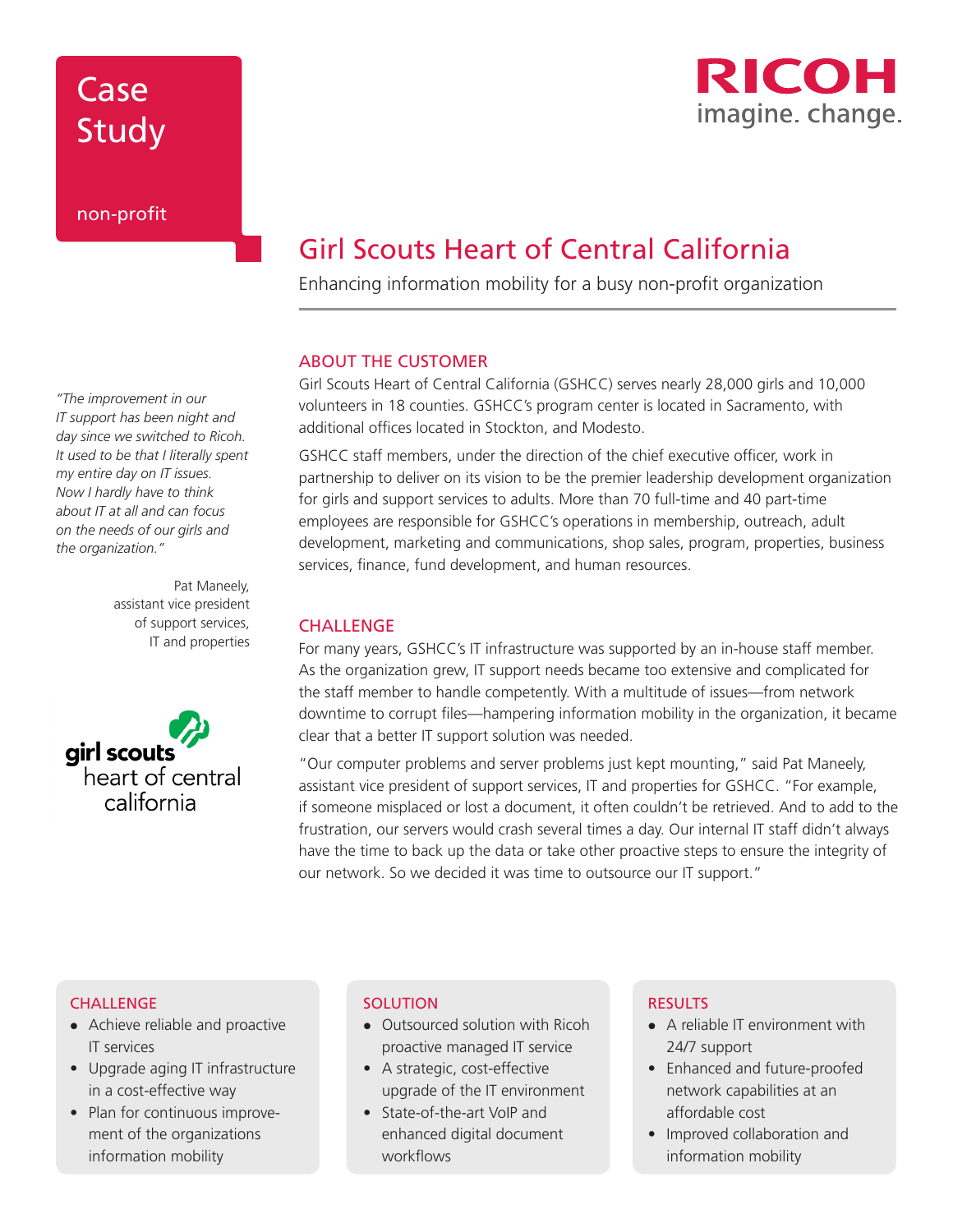Case Study

non-profit

RICOH
imagine. change.

# Girl Scouts Heart of Central California

Enhancing information mobility for a busy non-profit organization

*"The improvement in our IT support has been night and day since we switched to Ricoh. It used to be that I literally spent my entire day on IT issues. Now I hardly have to think about IT at all and can focus on the needs of our girls and the organization."*

Pat Maneely, assistant vice president of support services, IT and properties

girl scouts heart of central california

## ABOUT THE CUSTOMER

Girl Scouts Heart of Central California (GSHCC) serves nearly 28,000 girls and 10,000 volunteers in 18 counties. GSHCC's program center is located in Sacramento, with additional offices located in Stockton, and Modesto.

GSHCC staff members, under the direction of the chief executive officer, work in partnership to deliver on its vision to be the premier leadership development organization for girls and support services to adults. More than 70 full-time and 40 part-time employees are responsible for GSHCC's operations in membership, outreach, adult development, marketing and communications, shop sales, program, properties, business services, finance, fund development, and human resources.

## CHALLENGE

For many years, GSHCC's IT infrastructure was supported by an in-house staff member. As the organization grew, IT support needs became too extensive and complicated for the staff member to handle competently. With a multitude of issues—from network downtime to corrupt files—hampering information mobility in the organization, it became clear that a better IT support solution was needed.

"Our computer problems and server problems just kept mounting," said Pat Maneely, assistant vice president of support services, IT and properties for GSHCC. "For example, if someone misplaced or lost a document, it often couldn't be retrieved. And to add to the frustration, our servers would crash several times a day. Our internal IT staff didn't always have the time to back up the data or take other proactive steps to ensure the integrity of our network. So we decided it was time to outsource our IT support."

### CHALLENGE

- Achieve reliable and proactive IT services
- Upgrade aging IT infrastructure in a cost-effective way
- Plan for continuous improvement of the organizations information mobility

### SOLUTION

- Outsourced solution with Ricoh proactive managed IT service
- A strategic, cost-effective upgrade of the IT environment
- State-of-the-art VoIP and enhanced digital document workflows

### RESULTS

- A reliable IT environment with 24/7 support
- Enhanced and future-proofed network capabilities at an affordable cost
- Improved collaboration and information mobility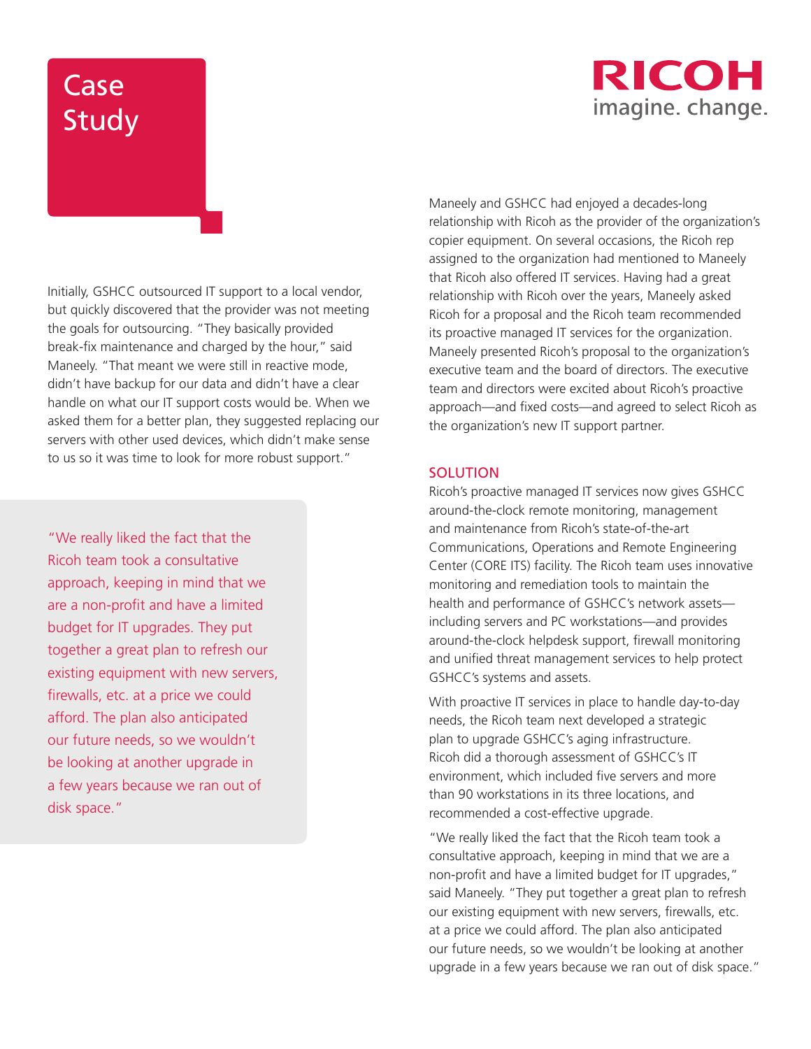# Case Study

Initially, GSHCC outsourced IT support to a local vendor, but quickly discovered that the provider was not meeting the goals for outsourcing. "They basically provided break-fix maintenance and charged by the hour," said Maneely. "That meant we were still in reactive mode, didn't have backup for our data and didn't have a clear handle on what our IT support costs would be. When we asked them for a better plan, they suggested replacing our servers with other used devices, which didn't make sense to us so it was time to look for more robust support."

> "We really liked the fact that the Ricoh team took a consultative approach, keeping in mind that we are a non-profit and have a limited budget for IT upgrades. They put together a great plan to refresh our existing equipment with new servers, firewalls, etc. at a price we could afford. The plan also anticipated our future needs, so we wouldn't be looking at another upgrade in a few years because we ran out of disk space."

Maneely and GSHCC had enjoyed a decades-long relationship with Ricoh as the provider of the organization's copier equipment. On several occasions, the Ricoh rep assigned to the organization had mentioned to Maneely that Ricoh also offered IT services. Having had a great relationship with Ricoh over the years, Maneely asked Ricoh for a proposal and the Ricoh team recommended its proactive managed IT services for the organization. Maneely presented Ricoh's proposal to the organization's executive team and the board of directors. The executive team and directors were excited about Ricoh's proactive approach—and fixed costs—and agreed to select Ricoh as the organization's new IT support partner.

## SOLUTION

Ricoh's proactive managed IT services now gives GSHCC around-the-clock remote monitoring, management and maintenance from Ricoh's state-of-the-art Communications, Operations and Remote Engineering Center (CORE ITS) facility. The Ricoh team uses innovative monitoring and remediation tools to maintain the health and performance of GSHCC's network assets—including servers and PC workstations—and provides around-the-clock helpdesk support, firewall monitoring and unified threat management services to help protect GSHCC's systems and assets.

With proactive IT services in place to handle day-to-day needs, the Ricoh team next developed a strategic plan to upgrade GSHCC's aging infrastructure. Ricoh did a thorough assessment of GSHCC's IT environment, which included five servers and more than 90 workstations in its three locations, and recommended a cost-effective upgrade.

"We really liked the fact that the Ricoh team took a consultative approach, keeping in mind that we are a non-profit and have a limited budget for IT upgrades," said Maneely. "They put together a great plan to refresh our existing equipment with new servers, firewalls, etc. at a price we could afford. The plan also anticipated our future needs, so we wouldn't be looking at another upgrade in a few years because we ran out of disk space."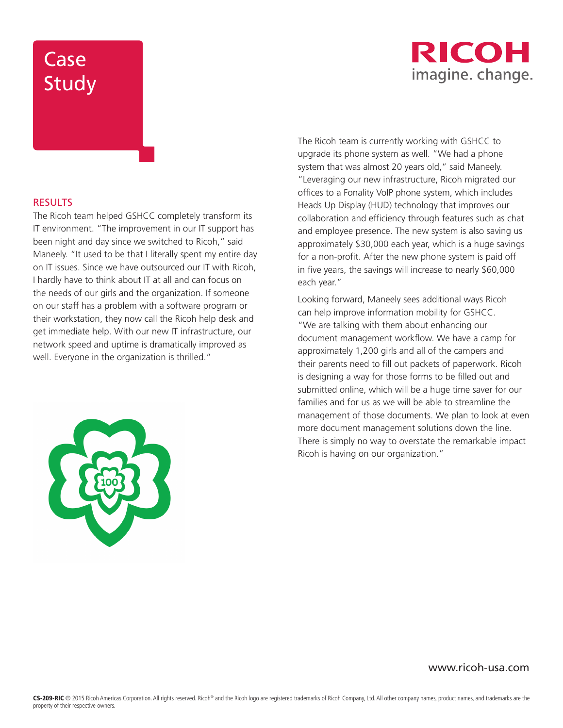## RESULTS

The Ricoh team helped GSHCC completely transform its IT environment. "The improvement in our IT support has been night and day since we switched to Ricoh," said Maneely. "It used to be that I literally spent my entire day on IT issues. Since we have outsourced our IT with Ricoh, I hardly have to think about IT at all and can focus on the needs of our girls and the organization. If someone on our staff has a problem with a software program or their workstation, they now call the Ricoh help desk and get immediate help. With our new IT infrastructure, our network speed and uptime is dramatically improved as well. Everyone in the organization is thrilled."

The Ricoh team is currently working with GSHCC to upgrade its phone system as well. "We had a phone system that was almost 20 years old," said Maneely. "Leveraging our new infrastructure, Ricoh migrated our offices to a Fonality VoIP phone system, which includes Heads Up Display (HUD) technology that improves our collaboration and efficiency through features such as chat and employee presence. The new system is also saving us approximately $30,000 each year, which is a huge savings for a non-profit. After the new phone system is paid off in five years, the savings will increase to nearly $60,000 each year."

Looking forward, Maneely sees additional ways Ricoh can help improve information mobility for GSHCC. "We are talking with them about enhancing our document management workflow. We have a camp for approximately 1,200 girls and all of the campers and their parents need to fill out packets of paperwork. Ricoh is designing a way for those forms to be filled out and submitted online, which will be a huge time saver for our families and for us as we will be able to streamline the management of those documents. We plan to look at even more document management solutions down the line. There is simply no way to overstate the remarkable impact Ricoh is having on our organization."

www.ricoh-usa.com

**CS-209-RIC** © 2015 Ricoh Americas Corporation. All rights reserved. Ricoh® and the Ricoh logo are registered trademarks of Ricoh Company, Ltd. All other company names, product names, and trademarks are the property of their respective owners.